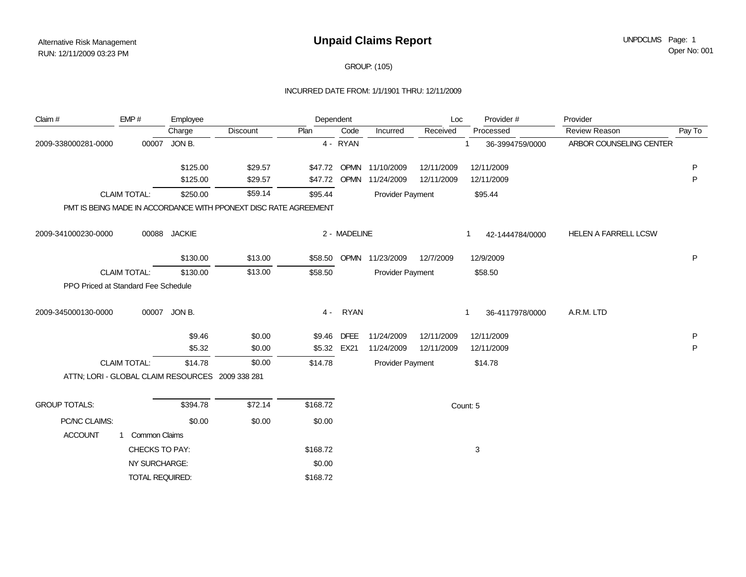Alternative Risk Management
RUN: 12/11/2009 03:23 PM

# Unpaid Claims Report

UNPDCLMS Page: 1
Oper No: 001

GROUP: (105)

INCURRED DATE FROM: 1/1/1901 THRU: 12/11/2009

| Claim # | EMP # | Employee | | Dependent | | | | Loc | Provider # | Provider | |
|---|---|---|---|---|---|---|---|---|---|---|---|
| | | Charge | Discount | Plan | Code | Incurred | Received | Processed | | Review Reason | Pay To |
| 2009-338000281-0000 | 00007 | JON B. | | 4 - RYAN | | | | 1 | 36-3994759/0000 | ARBOR COUNSELING CENTER | |
| | | $125.00 | $29.57 | $47.72 | OPMN | 11/10/2009 | 12/11/2009 | 12/11/2009 | | | P |
| | | $125.00 | $29.57 | $47.72 | OPMN | 11/24/2009 | 12/11/2009 | 12/11/2009 | | | P |
| | CLAIM TOTAL: | $250.00 | $59.14 | $95.44 | | Provider Payment | | $95.44 | | | |
| PMT IS BEING MADE IN ACCORDANCE WITH PPONEXT DISC RATE AGREEMENT | | | | | | | | | | | |
| 2009-341000230-0000 | 00088 | JACKIE | | 2 - MADELINE | | | | 1 | 42-1444784/0000 | HELEN A FARRELL LCSW | |
| | | $130.00 | $13.00 | $58.50 | OPMN | 11/23/2009 | 12/7/2009 | 12/9/2009 | | | P |
| | CLAIM TOTAL: | $130.00 | $13.00 | $58.50 | | Provider Payment | | $58.50 | | | |
| PPO Priced at Standard Fee Schedule | | | | | | | | | | | |
| 2009-345000130-0000 | 00007 | JON B. | | 4 - RYAN | | | | 1 | 36-4117978/0000 | A.R.M. LTD | |
| | | $9.46 | $0.00 | $9.46 | DFEE | 11/24/2009 | 12/11/2009 | 12/11/2009 | | | P |
| | | $5.32 | $0.00 | $5.32 | EX21 | 11/24/2009 | 12/11/2009 | 12/11/2009 | | | P |
| | CLAIM TOTAL: | $14.78 | $0.00 | $14.78 | | Provider Payment | | $14.78 | | | |
| ATTN; LORI - GLOBAL CLAIM RESOURCES 2009 338 281 | | | | | | | | | | | |
| GROUP TOTALS: | | $394.78 | $72.14 | $168.72 | | | | Count: 5 | | | |
| PC/NC CLAIMS: | | $0.00 | $0.00 | $0.00 | | | | | | | |
| ACCOUNT | 1 Common Claims | | | | | | | | | | |
| | CHECKS TO PAY: | | | $168.72 | | | | 3 | | | |
| | NY SURCHARGE: | | | $0.00 | | | | | | | |
| | TOTAL REQUIRED: | | | $168.72 | | | | | | | |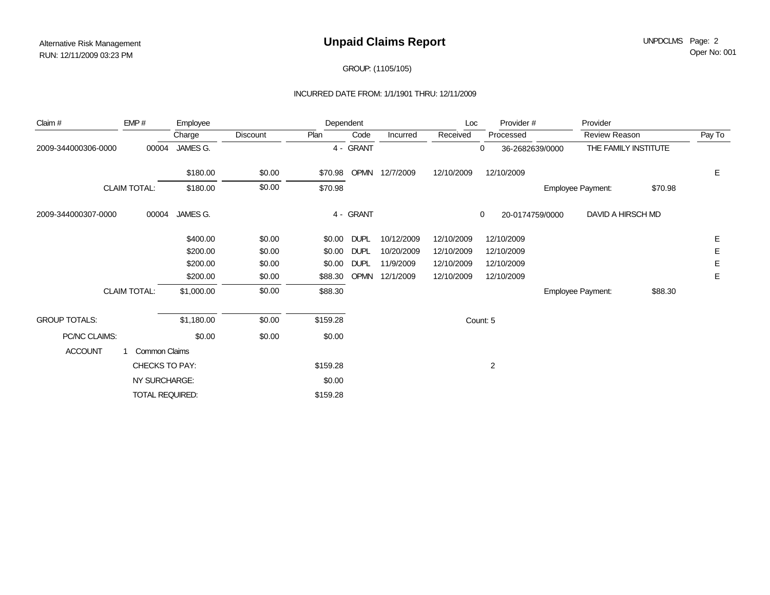Alternative Risk Management
RUN: 12/11/2009 03:23 PM

# Unpaid Claims Report

UNPDCLMS Page: 2
Oper No: 001

GROUP: (1105/105)

INCURRED DATE FROM: 1/1/1901 THRU: 12/11/2009

| Claim # | EMP # | Employee | | Dependent | | | | Loc | Provider # | Provider | | |
|---|---|---|---|---|---|---|---|---|---|---|---|---|
| | | Charge | Discount | Plan | Code | Incurred | Received | Processed | | Review Reason | | Pay To |
| 2009-344000306-0000 | 00004 | JAMES G. | | 4 - GRANT | | | | 0 | 36-2682639/0000 | THE FAMILY INSTITUTE | | |
| | | $180.00 | $0.00 | $70.98 | OPMN | 12/7/2009 | 12/10/2009 | 12/10/2009 | | | | E |
| | CLAIM TOTAL: | $180.00 | $0.00 | $70.98 | | | | | | Employee Payment: | $70.98 | |
| 2009-344000307-0000 | 00004 | JAMES G. | | 4 - GRANT | | | | 0 | 20-0174759/0000 | DAVID A HIRSCH MD | | |
| | | $400.00 | $0.00 | $0.00 | DUPL | 10/12/2009 | 12/10/2009 | 12/10/2009 | | | | E |
| | | $200.00 | $0.00 | $0.00 | DUPL | 10/20/2009 | 12/10/2009 | 12/10/2009 | | | | E |
| | | $200.00 | $0.00 | $0.00 | DUPL | 11/9/2009 | 12/10/2009 | 12/10/2009 | | | | E |
| | | $200.00 | $0.00 | $88.30 | OPMN | 12/1/2009 | 12/10/2009 | 12/10/2009 | | | | E |
| | CLAIM TOTAL: | $1,000.00 | $0.00 | $88.30 | | | | | | Employee Payment: | $88.30 | |
| GROUP TOTALS: | | $1,180.00 | $0.00 | $159.28 | | | | Count: 5 | | | | |
| PC/NC CLAIMS: | | $0.00 | $0.00 | $0.00 | | | | | | | | |
| ACCOUNT | 1 Common Claims | | | | | | | | | | | |
| | CHECKS TO PAY: | | | $159.28 | | | | 2 | | | | |
| | NY SURCHARGE: | | | $0.00 | | | | | | | | |
| | TOTAL REQUIRED: | | | $159.28 | | | | | | | | |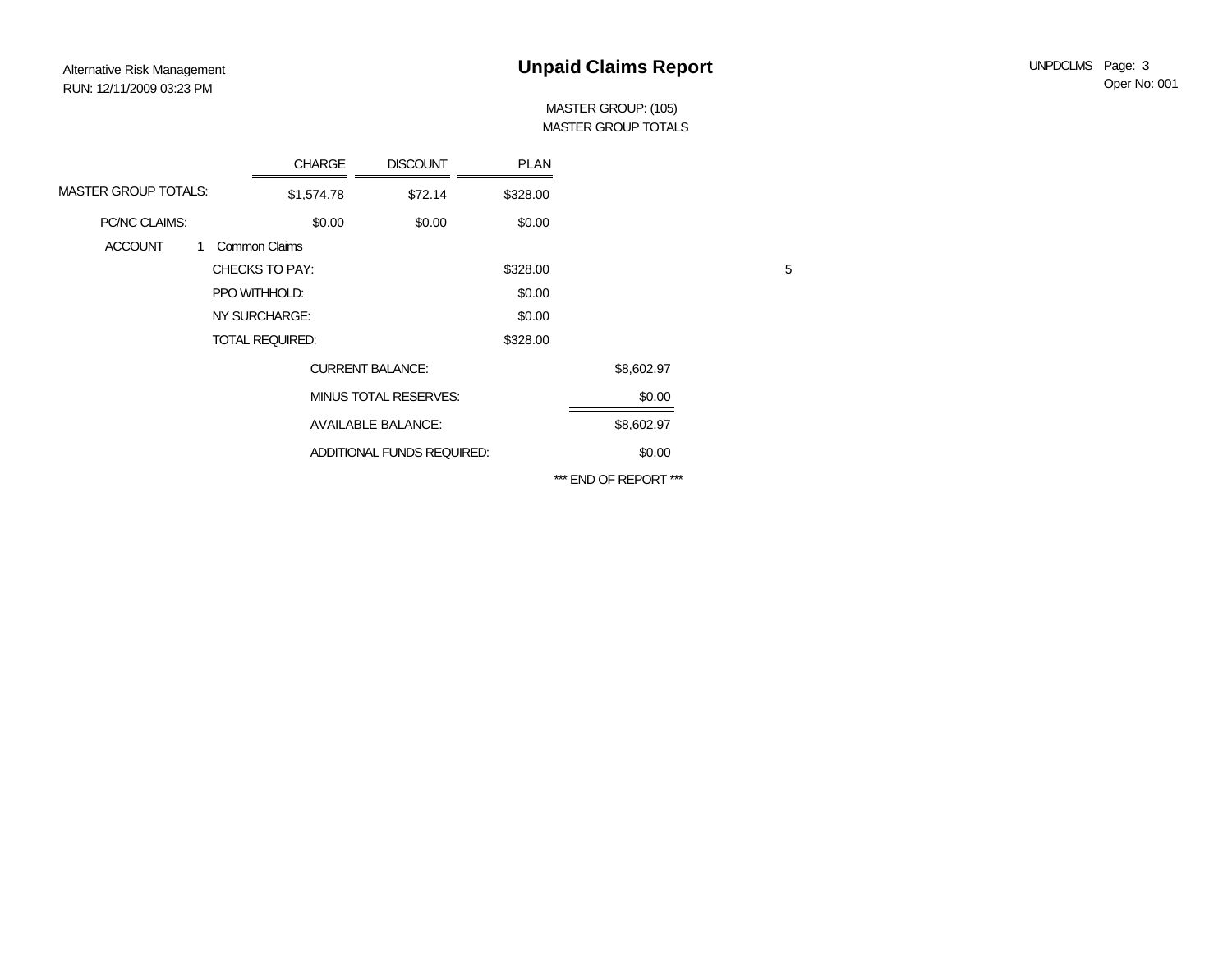Alternative Risk Management
RUN: 12/11/2009 03:23 PM

# Unpaid Claims Report

UNPDCLMS Page: 3
Oper No: 001

MASTER GROUP: (105)
MASTER GROUP TOTALS

| | CHARGE | DISCOUNT | PLAN | | |
|---|---|---|---|---|---|
| MASTER GROUP TOTALS: | $1,574.78 | $72.14 | $328.00 | | |
| PC/NC CLAIMS: | $0.00 | $0.00 | $0.00 | | |
| ACCOUNT 1 Common Claims | | | | | |
| CHECKS TO PAY: | | | $328.00 | | 5 |
| PPO WITHHOLD: | | | $0.00 | | |
| NY SURCHARGE: | | | $0.00 | | |
| TOTAL REQUIRED: | | | $328.00 | | |
| CURRENT BALANCE: | | | | $8,602.97 | |
| MINUS TOTAL RESERVES: | | | | $0.00 | |
| AVAILABLE BALANCE: | | | | $8,602.97 | |
| ADDITIONAL FUNDS REQUIRED: | | | | $0.00 | |

\*\*\* END OF REPORT \*\*\*